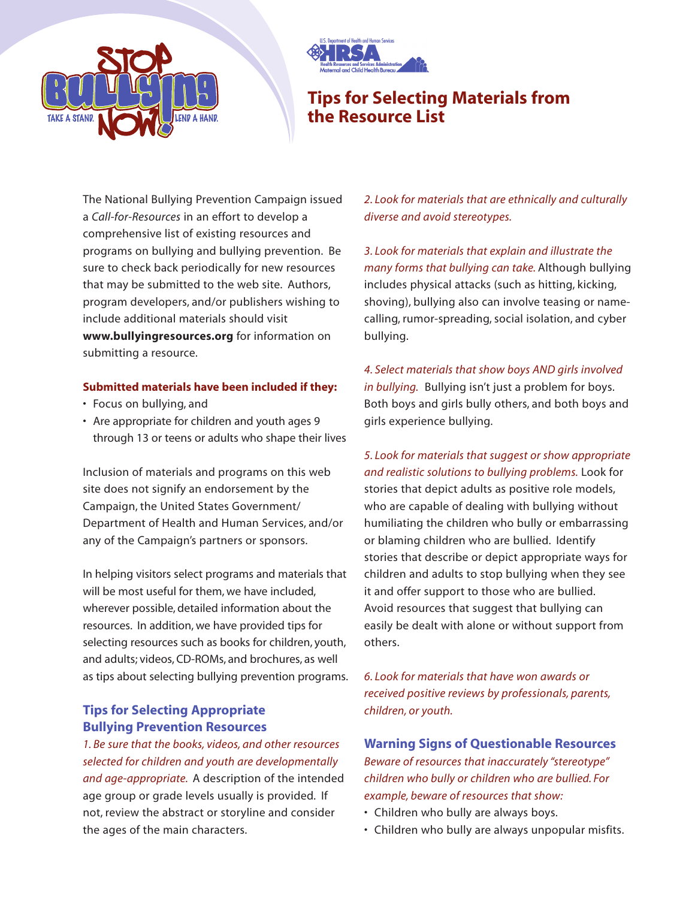# Tips for Selecting Materials from the Resource List

The National Bullying Prevention Campaign issued a *Call-for-Resources* in an effort to develop a comprehensive list of existing resources and programs on bullying and bullying prevention. Be sure to check back periodically for new resources that may be submitted to the web site. Authors, program developers, and/or publishers wishing to include additional materials should visit **www.bullyingresources.org** for information on submitting a resource.

**Submitted materials have been included if they:**

- Focus on bullying, and
- Are appropriate for children and youth ages 9 through 13 or teens or adults who shape their lives

Inclusion of materials and programs on this web site does not signify an endorsement by the Campaign, the United States Government/ Department of Health and Human Services, and/or any of the Campaign's partners or sponsors.

In helping visitors select programs and materials that will be most useful for them, we have included, wherever possible, detailed information about the resources. In addition, we have provided tips for selecting resources such as books for children, youth, and adults; videos, CD-ROMs, and brochures, as well as tips about selecting bullying prevention programs.

## Tips for Selecting Appropriate Bullying Prevention Resources

*1. Be sure that the books, videos, and other resources selected for children and youth are developmentally and age-appropriate.* A description of the intended age group or grade levels usually is provided. If not, review the abstract or storyline and consider the ages of the main characters.

*2. Look for materials that are ethnically and culturally diverse and avoid stereotypes.*

*3. Look for materials that explain and illustrate the many forms that bullying can take.* Although bullying includes physical attacks (such as hitting, kicking, shoving), bullying also can involve teasing or name-calling, rumor-spreading, social isolation, and cyber bullying.

*4. Select materials that show boys AND girls involved in bullying.* Bullying isn't just a problem for boys. Both boys and girls bully others, and both boys and girls experience bullying.

*5. Look for materials that suggest or show appropriate and realistic solutions to bullying problems.* Look for stories that depict adults as positive role models, who are capable of dealing with bullying without humiliating the children who bully or embarrassing or blaming children who are bullied. Identify stories that describe or depict appropriate ways for children and adults to stop bullying when they see it and offer support to those who are bullied. Avoid resources that suggest that bullying can easily be dealt with alone or without support from others.

*6. Look for materials that have won awards or received positive reviews by professionals, parents, children, or youth.*

## Warning Signs of Questionable Resources

*Beware of resources that inaccurately "stereotype" children who bully or children who are bullied. For example, beware of resources that show:*

- Children who bully are always boys.
- Children who bully are always unpopular misfits.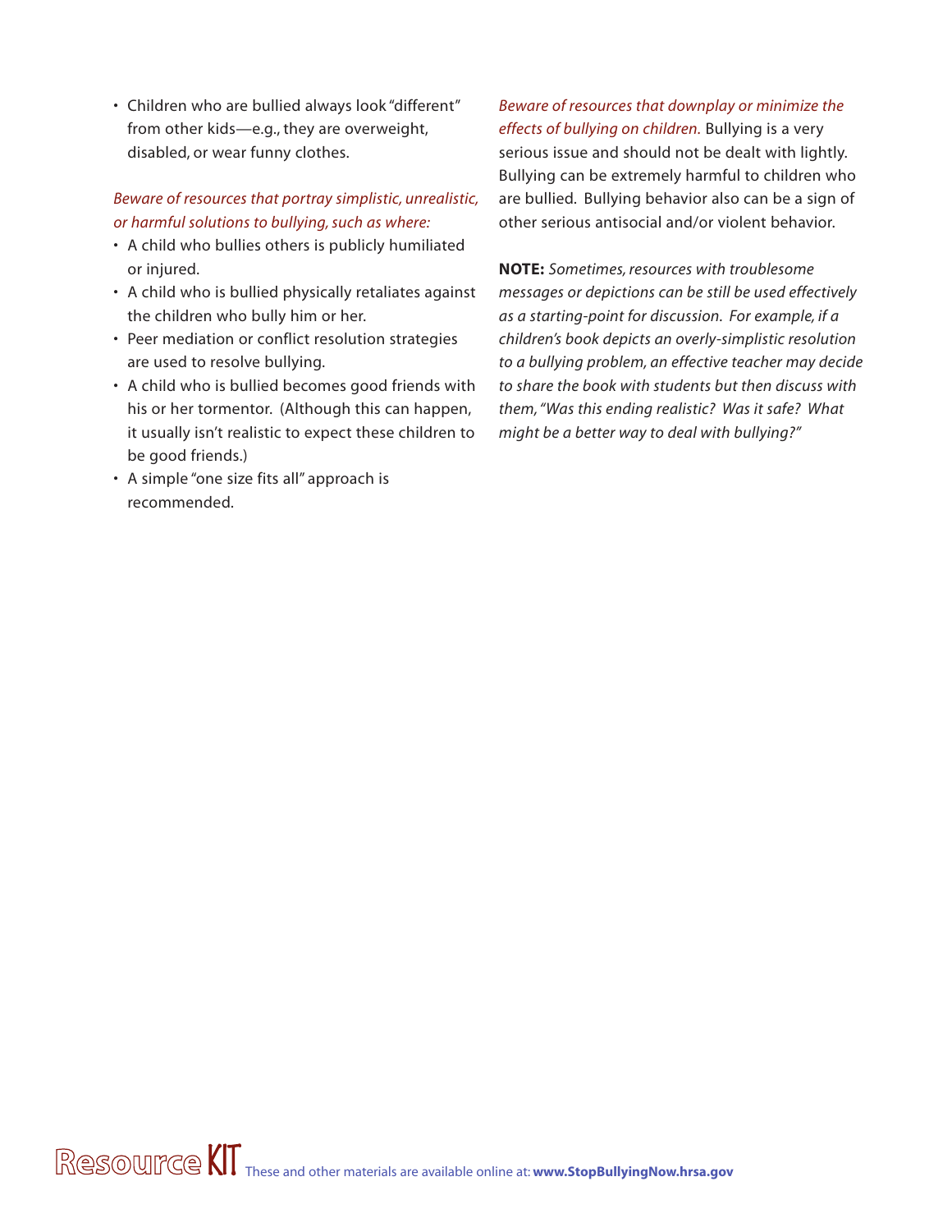- Children who are bullied always look "different" from other kids—e.g., they are overweight, disabled, or wear funny clothes.

*Beware of resources that portray simplistic, unrealistic, or harmful solutions to bullying, such as where:*

- A child who bullies others is publicly humiliated or injured.
- A child who is bullied physically retaliates against the children who bully him or her.
- Peer mediation or conflict resolution strategies are used to resolve bullying.
- A child who is bullied becomes good friends with his or her tormentor. (Although this can happen, it usually isn't realistic to expect these children to be good friends.)
- A simple "one size fits all" approach is recommended.

*Beware of resources that downplay or minimize the effects of bullying on children.* Bullying is a very serious issue and should not be dealt with lightly. Bullying can be extremely harmful to children who are bullied. Bullying behavior also can be a sign of other serious antisocial and/or violent behavior.

**NOTE:** *Sometimes, resources with troublesome messages or depictions can be still be used effectively as a starting-point for discussion. For example, if a children's book depicts an overly-simplistic resolution to a bullying problem, an effective teacher may decide to share the book with students but then discuss with them, "Was this ending realistic? Was it safe? What might be a better way to deal with bullying?"*